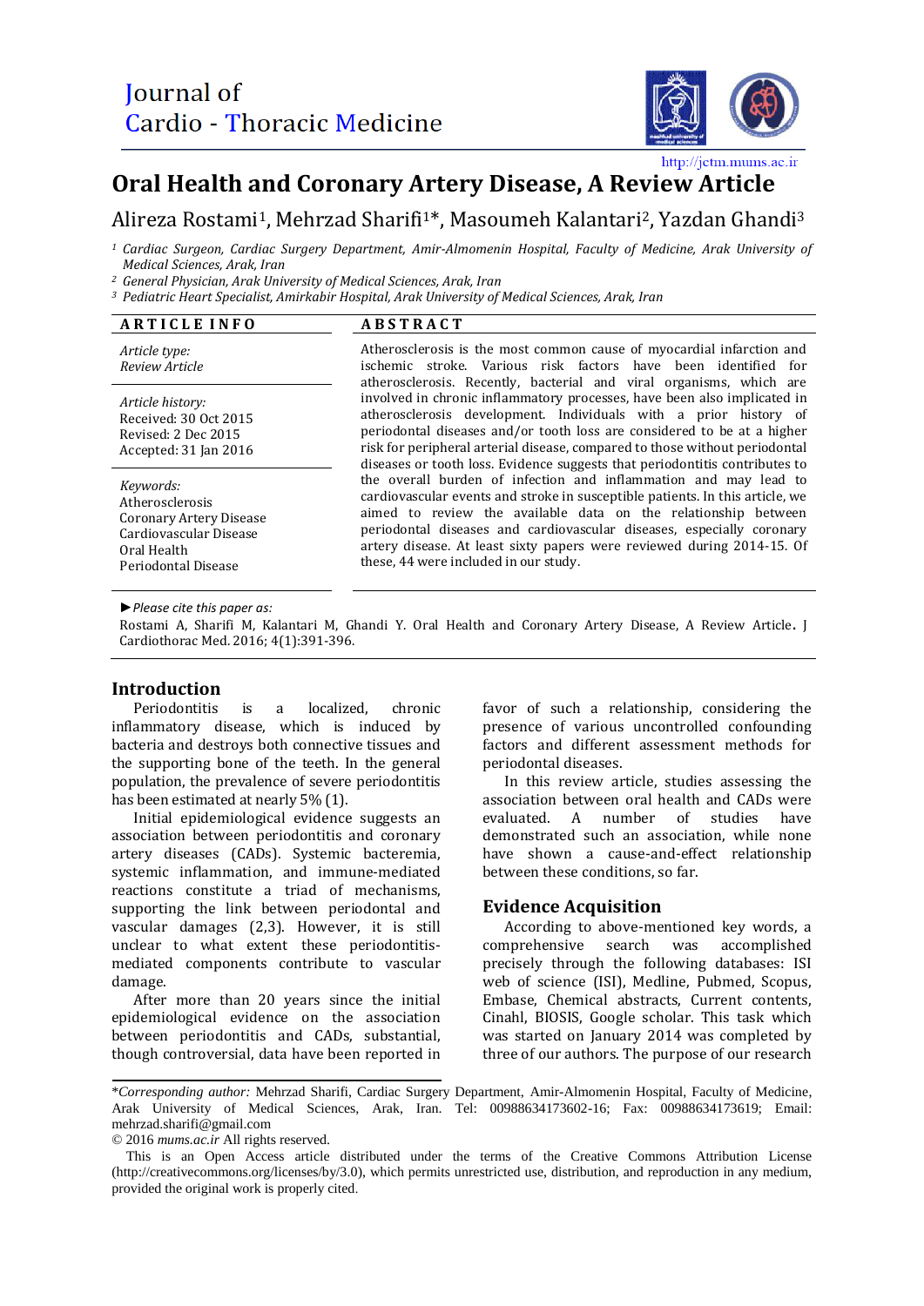Journal of
Cardio - Thoracic Medicine

http://jctm.mums.ac.ir

# Oral Health and Coronary Artery Disease, A Review Article

Alireza Rostami[1], Mehrzad Sharifi[1]*, Masoumeh Kalantari[2], Yazdan Ghandi[3]

[1] *Cardiac Surgeon, Cardiac Surgery Department, Amir-Almomenin Hospital, Faculty of Medicine, Arak University of Medical Sciences, Arak, Iran*
[2] *General Physician, Arak University of Medical Sciences, Arak, Iran*
[3] *Pediatric Heart Specialist, Amirkabir Hospital, Arak University of Medical Sciences, Arak, Iran*

**ARTICLE INFO**

*Article type:*
*Review Article*

*Article history:*
Received: 30 Oct 2015
Revised: 2 Dec 2015
Accepted: 31 Jan 2016

*Keywords:*
Atherosclerosis
Coronary Artery Disease
Cardiovascular Disease
Oral Health
Periodontal Disease

**ABSTRACT**

Atherosclerosis is the most common cause of myocardial infarction and ischemic stroke. Various risk factors have been identified for atherosclerosis. Recently, bacterial and viral organisms, which are involved in chronic inflammatory processes, have been also implicated in atherosclerosis development. Individuals with a prior history of periodontal diseases and/or tooth loss are considered to be at a higher risk for peripheral arterial disease, compared to those without periodontal diseases or tooth loss. Evidence suggests that periodontitis contributes to the overall burden of infection and inflammation and may lead to cardiovascular events and stroke in susceptible patients. In this article, we aimed to review the available data on the relationship between periodontal diseases and cardiovascular diseases, especially coronary artery disease. At least sixty papers were reviewed during 2014-15. Of these, 44 were included in our study.

►*Please cite this paper as:*
Rostami A, Sharifi M, Kalantari M, Ghandi Y. Oral Health and Coronary Artery Disease, A Review Article. J Cardiothorac Med. 2016; 4(1):391-396.

## Introduction

Periodontitis is a localized, chronic inflammatory disease, which is induced by bacteria and destroys both connective tissues and the supporting bone of the teeth. In the general population, the prevalence of severe periodontitis has been estimated at nearly 5% (1).

Initial epidemiological evidence suggests an association between periodontitis and coronary artery diseases (CADs). Systemic bacteremia, systemic inflammation, and immune-mediated reactions constitute a triad of mechanisms, supporting the link between periodontal and vascular damages (2,3). However, it is still unclear to what extent these periodontitis-mediated components contribute to vascular damage.

After more than 20 years since the initial epidemiological evidence on the association between periodontitis and CADs, substantial, though controversial, data have been reported in favor of such a relationship, considering the presence of various uncontrolled confounding factors and different assessment methods for periodontal diseases.

In this review article, studies assessing the association between oral health and CADs were evaluated. A number of studies have demonstrated such an association, while none have shown a cause-and-effect relationship between these conditions, so far.

## Evidence Acquisition

According to above-mentioned key words, a comprehensive search was accomplished precisely through the following databases: ISI web of science (ISI), Medline, Pubmed, Scopus, Embase, Chemical abstracts, Current contents, Cinahl, BIOSIS, Google scholar. This task which was started on January 2014 was completed by three of our authors. The purpose of our research

*\*Corresponding author:* Mehrzad Sharifi, Cardiac Surgery Department, Amir-Almomenin Hospital, Faculty of Medicine, Arak University of Medical Sciences, Arak, Iran. Tel: 00988634173602-16; Fax: 00988634173619; Email: mehrzad.sharifi@gmail.com
© 2016 *mums.ac.ir* All rights reserved.
This is an Open Access article distributed under the terms of the Creative Commons Attribution License (http://creativecommons.org/licenses/by/3.0), which permits unrestricted use, distribution, and reproduction in any medium, provided the original work is properly cited.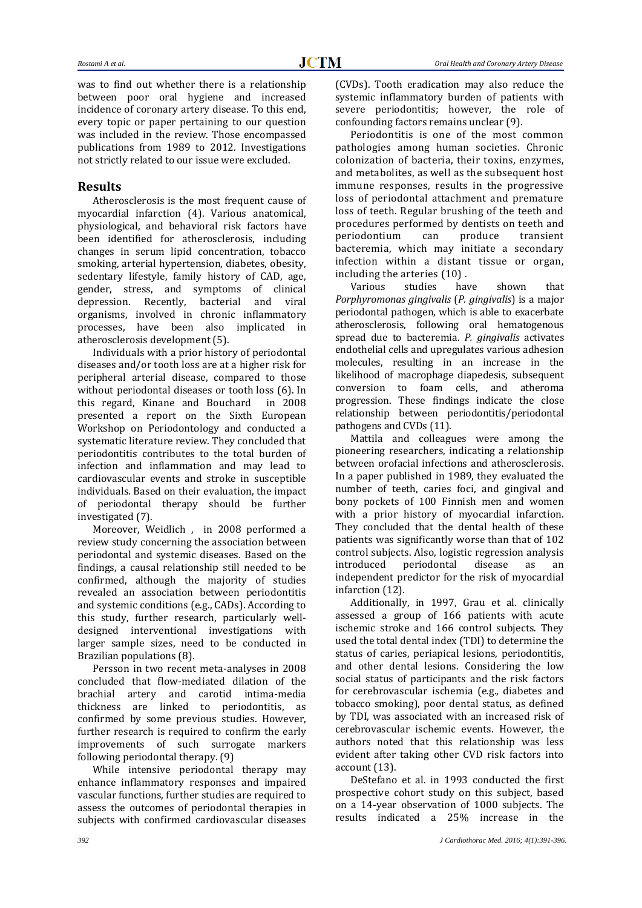was to find out whether there is a relationship between poor oral hygiene and increased incidence of coronary artery disease. To this end, every topic or paper pertaining to our question was included in the review. Those encompassed publications from 1989 to 2012. Investigations not strictly related to our issue were excluded.

## Results

Atherosclerosis is the most frequent cause of myocardial infarction (4). Various anatomical, physiological, and behavioral risk factors have been identified for atherosclerosis, including changes in serum lipid concentration, tobacco smoking, arterial hypertension, diabetes, obesity, sedentary lifestyle, family history of CAD, age, gender, stress, and symptoms of clinical depression. Recently, bacterial and viral organisms, involved in chronic inflammatory processes, have been also implicated in atherosclerosis development (5).

Individuals with a prior history of periodontal diseases and/or tooth loss are at a higher risk for peripheral arterial disease, compared to those without periodontal diseases or tooth loss (6). In this regard, Kinane and Bouchard in 2008 presented a report on the Sixth European Workshop on Periodontology and conducted a systematic literature review. They concluded that periodontitis contributes to the total burden of infection and inflammation and may lead to cardiovascular events and stroke in susceptible individuals. Based on their evaluation, the impact of periodontal therapy should be further investigated (7).

Moreover, Weidlich , in 2008 performed a review study concerning the association between periodontal and systemic diseases. Based on the findings, a causal relationship still needed to be confirmed, although the majority of studies revealed an association between periodontitis and systemic conditions (e.g., CADs). According to this study, further research, particularly well-designed interventional investigations with larger sample sizes, need to be conducted in Brazilian populations (8).

Persson in two recent meta-analyses in 2008 concluded that flow-mediated dilation of the brachial artery and carotid intima-media thickness are linked to periodontitis, as confirmed by some previous studies. However, further research is required to confirm the early improvements of such surrogate markers following periodontal therapy. (9)

While intensive periodontal therapy may enhance inflammatory responses and impaired vascular functions, further studies are required to assess the outcomes of periodontal therapies in subjects with confirmed cardiovascular diseases (CVDs). Tooth eradication may also reduce the systemic inflammatory burden of patients with severe periodontitis; however, the role of confounding factors remains unclear (9).

Periodontitis is one of the most common pathologies among human societies. Chronic colonization of bacteria, their toxins, enzymes, and metabolites, as well as the subsequent host immune responses, results in the progressive loss of periodontal attachment and premature loss of teeth. Regular brushing of the teeth and procedures performed by dentists on teeth and periodontium can produce transient bacteremia, which may initiate a secondary infection within a distant tissue or organ, including the arteries (10) .

Various studies have shown that *Porphyromonas gingivalis* (*P. gingivalis*) is a major periodontal pathogen, which is able to exacerbate atherosclerosis, following oral hematogenous spread due to bacteremia. *P. gingivalis* activates endothelial cells and upregulates various adhesion molecules, resulting in an increase in the likelihood of macrophage diapedesis, subsequent conversion to foam cells, and atheroma progression. These findings indicate the close relationship between periodontitis/periodontal pathogens and CVDs (11).

Mattila and colleagues were among the pioneering researchers, indicating a relationship between orofacial infections and atherosclerosis. In a paper published in 1989, they evaluated the number of teeth, caries foci, and gingival and bony pockets of 100 Finnish men and women with a prior history of myocardial infarction. They concluded that the dental health of these patients was significantly worse than that of 102 control subjects. Also, logistic regression analysis introduced periodontal disease as an independent predictor for the risk of myocardial infarction (12).

Additionally, in 1997, Grau et al. clinically assessed a group of 166 patients with acute ischemic stroke and 166 control subjects. They used the total dental index (TDI) to determine the status of caries, periapical lesions, periodontitis, and other dental lesions. Considering the low social status of participants and the risk factors for cerebrovascular ischemia (e.g., diabetes and tobacco smoking), poor dental status, as defined by TDI, was associated with an increased risk of cerebrovascular ischemic events. However, the authors noted that this relationship was less evident after taking other CVD risk factors into account (13).

DeStefano et al. in 1993 conducted the first prospective cohort study on this subject, based on a 14-year observation of 1000 subjects. The results indicated a 25% increase in the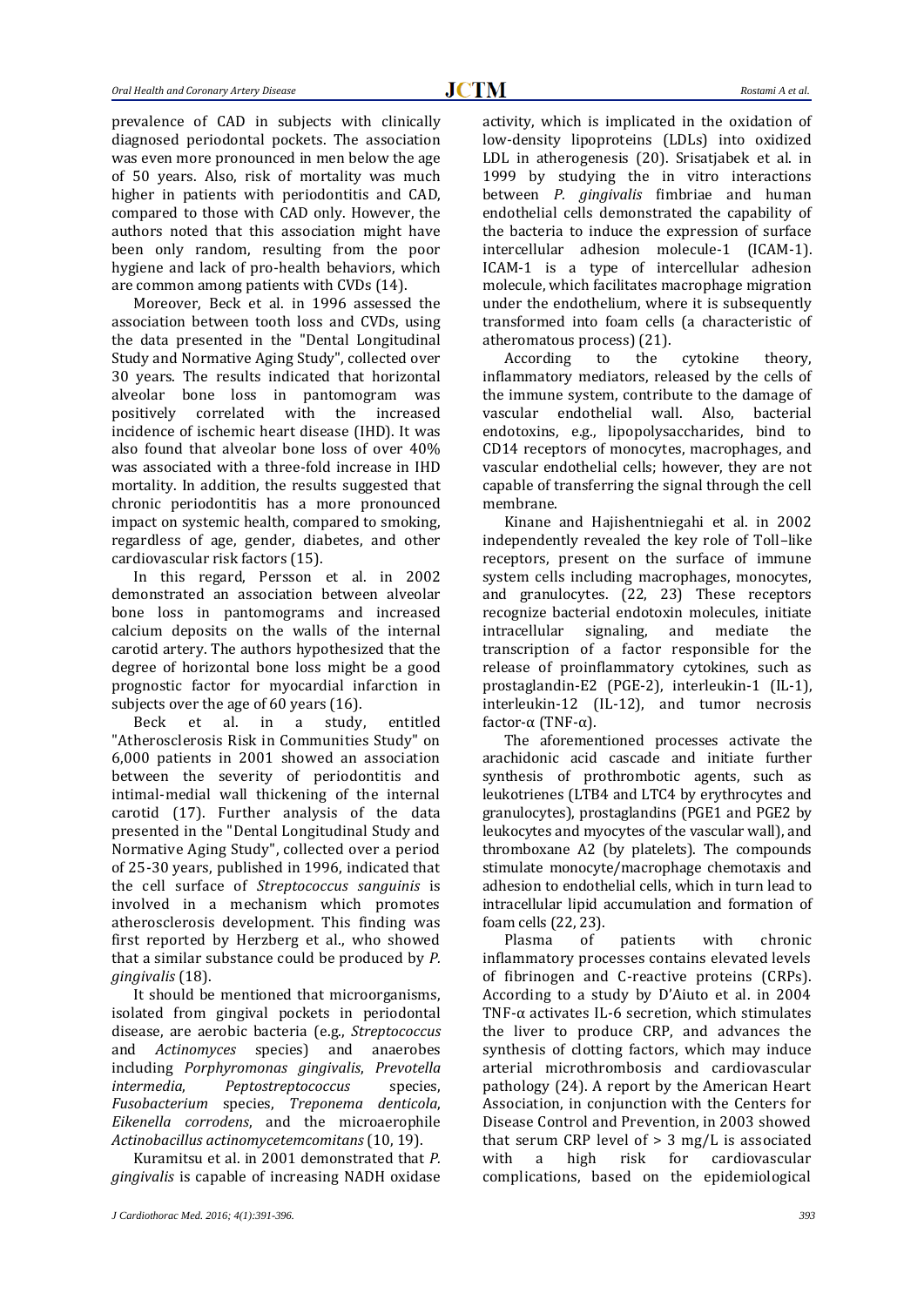prevalence of CAD in subjects with clinically diagnosed periodontal pockets. The association was even more pronounced in men below the age of 50 years. Also, risk of mortality was much higher in patients with periodontitis and CAD, compared to those with CAD only. However, the authors noted that this association might have been only random, resulting from the poor hygiene and lack of pro-health behaviors, which are common among patients with CVDs (14).

Moreover, Beck et al. in 1996 assessed the association between tooth loss and CVDs, using the data presented in the "Dental Longitudinal Study and Normative Aging Study", collected over 30 years. The results indicated that horizontal alveolar bone loss in pantomogram was positively correlated with the increased incidence of ischemic heart disease (IHD). It was also found that alveolar bone loss of over 40% was associated with a three-fold increase in IHD mortality. In addition, the results suggested that chronic periodontitis has a more pronounced impact on systemic health, compared to smoking, regardless of age, gender, diabetes, and other cardiovascular risk factors (15).

In this regard, Persson et al. in 2002 demonstrated an association between alveolar bone loss in pantomograms and increased calcium deposits on the walls of the internal carotid artery. The authors hypothesized that the degree of horizontal bone loss might be a good prognostic factor for myocardial infarction in subjects over the age of 60 years (16).

Beck et al. in a study, entitled "Atherosclerosis Risk in Communities Study" on 6,000 patients in 2001 showed an association between the severity of periodontitis and intimal-medial wall thickening of the internal carotid (17). Further analysis of the data presented in the "Dental Longitudinal Study and Normative Aging Study", collected over a period of 25-30 years, published in 1996, indicated that the cell surface of *Streptococcus sanguinis* is involved in a mechanism which promotes atherosclerosis development. This finding was first reported by Herzberg et al., who showed that a similar substance could be produced by *P. gingivalis* (18).

It should be mentioned that microorganisms, isolated from gingival pockets in periodontal disease, are aerobic bacteria (e.g., *Streptococcus* and *Actinomyces* species) and anaerobes including *Porphyromonas gingivalis*, *Prevotella intermedia*, *Peptostreptococcus* species, *Fusobacterium* species, *Treponema denticola*, *Eikenella corrodens*, and the microaerophile *Actinobacillus actinomycetemcomitans* (10, 19).

Kuramitsu et al. in 2001 demonstrated that *P. gingivalis* is capable of increasing NADH oxidase activity, which is implicated in the oxidation of low-density lipoproteins (LDLs) into oxidized LDL in atherogenesis (20). Srisatjabek et al. in 1999 by studying the in vitro interactions between *P. gingivalis* fimbriae and human endothelial cells demonstrated the capability of the bacteria to induce the expression of surface intercellular adhesion molecule-1 (ICAM-1). ICAM-1 is a type of intercellular adhesion molecule, which facilitates macrophage migration under the endothelium, where it is subsequently transformed into foam cells (a characteristic of atheromatous process) (21).

According to the cytokine theory, inflammatory mediators, released by the cells of the immune system, contribute to the damage of vascular endothelial wall. Also, bacterial endotoxins, e.g., lipopolysaccharides, bind to CD14 receptors of monocytes, macrophages, and vascular endothelial cells; however, they are not capable of transferring the signal through the cell membrane.

Kinane and Hajishentniegahi et al. in 2002 independently revealed the key role of Toll–like receptors, present on the surface of immune system cells including macrophages, monocytes, and granulocytes. (22, 23) These receptors recognize bacterial endotoxin molecules, initiate intracellular signaling, and mediate the transcription of a factor responsible for the release of proinflammatory cytokines, such as prostaglandin-E2 (PGE-2), interleukin-1 (IL-1), interleukin-12 (IL-12), and tumor necrosis factor-α (TNF-α).

The aforementioned processes activate the arachidonic acid cascade and initiate further synthesis of prothrombotic agents, such as leukotrienes (LTB4 and LTC4 by erythrocytes and granulocytes), prostaglandins (PGE1 and PGE2 by leukocytes and myocytes of the vascular wall), and thromboxane A2 (by platelets). The compounds stimulate monocyte/macrophage chemotaxis and adhesion to endothelial cells, which in turn lead to intracellular lipid accumulation and formation of foam cells (22, 23).

Plasma of patients with chronic inflammatory processes contains elevated levels of fibrinogen and C-reactive proteins (CRPs). According to a study by D'Aiuto et al. in 2004 TNF-α activates IL-6 secretion, which stimulates the liver to produce CRP, and advances the synthesis of clotting factors, which may induce arterial microthrombosis and cardiovascular pathology (24). A report by the American Heart Association, in conjunction with the Centers for Disease Control and Prevention, in 2003 showed that serum CRP level of > 3 mg/L is associated with a high risk for cardiovascular complications, based on the epidemiological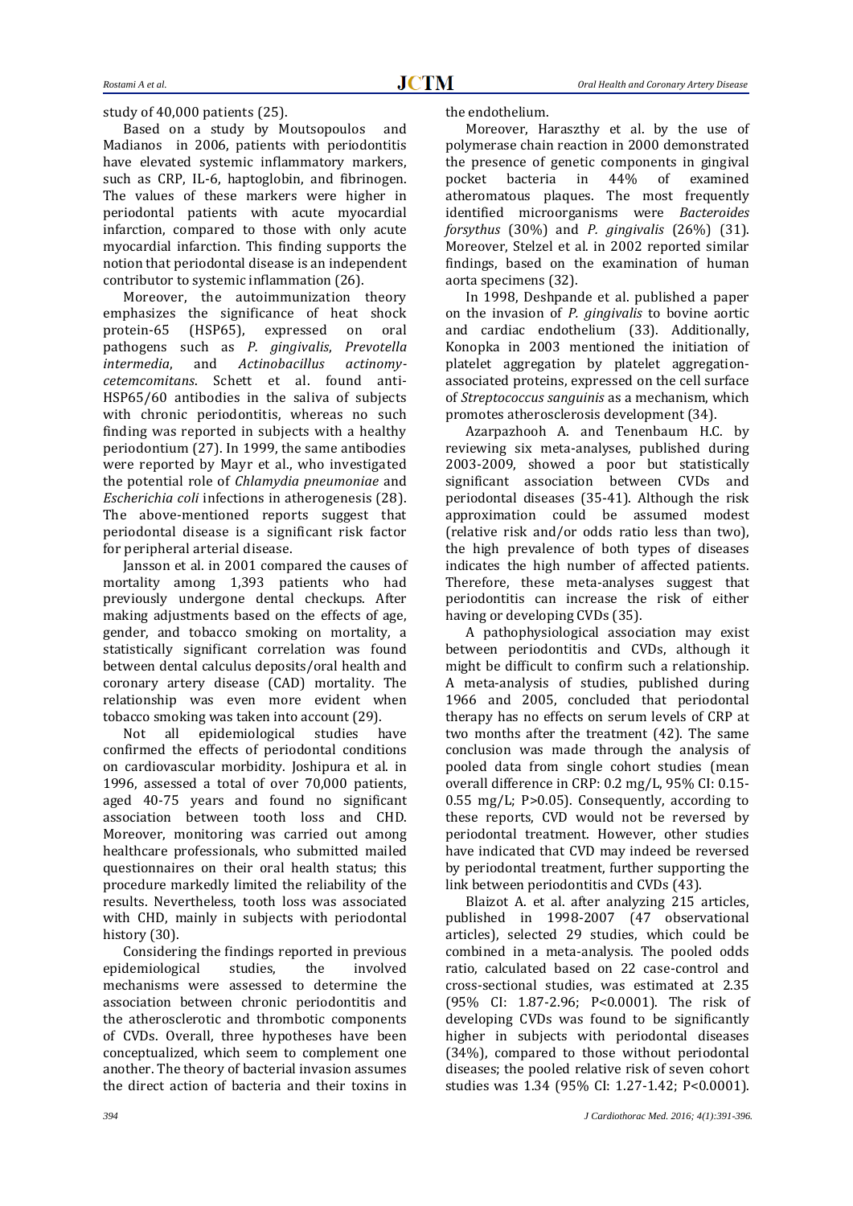study of 40,000 patients (25).

Based on a study by Moutsopoulos and Madianos in 2006, patients with periodontitis have elevated systemic inflammatory markers, such as CRP, IL-6, haptoglobin, and fibrinogen. The values of these markers were higher in periodontal patients with acute myocardial infarction, compared to those with only acute myocardial infarction. This finding supports the notion that periodontal disease is an independent contributor to systemic inflammation (26).

Moreover, the autoimmunization theory emphasizes the significance of heat shock protein-65 (HSP65), expressed on oral pathogens such as *P. gingivalis*, *Prevotella intermedia*, and *Actinobacillus actinomycetemcomitans*. Schett et al. found anti-HSP65/60 antibodies in the saliva of subjects with chronic periodontitis, whereas no such finding was reported in subjects with a healthy periodontium (27). In 1999, the same antibodies were reported by Mayr et al., who investigated the potential role of *Chlamydia pneumoniae* and *Escherichia coli* infections in atherogenesis (28). The above-mentioned reports suggest that periodontal disease is a significant risk factor for peripheral arterial disease.

Jansson et al. in 2001 compared the causes of mortality among 1,393 patients who had previously undergone dental checkups. After making adjustments based on the effects of age, gender, and tobacco smoking on mortality, a statistically significant correlation was found between dental calculus deposits/oral health and coronary artery disease (CAD) mortality. The relationship was even more evident when tobacco smoking was taken into account (29).

Not all epidemiological studies have confirmed the effects of periodontal conditions on cardiovascular morbidity. Joshipura et al. in 1996, assessed a total of over 70,000 patients, aged 40-75 years and found no significant association between tooth loss and CHD. Moreover, monitoring was carried out among healthcare professionals, who submitted mailed questionnaires on their oral health status; this procedure markedly limited the reliability of the results. Nevertheless, tooth loss was associated with CHD, mainly in subjects with periodontal history (30).

Considering the findings reported in previous epidemiological studies, the involved mechanisms were assessed to determine the association between chronic periodontitis and the atherosclerotic and thrombotic components of CVDs. Overall, three hypotheses have been conceptualized, which seem to complement one another. The theory of bacterial invasion assumes the direct action of bacteria and their toxins in the endothelium.

Moreover, Haraszthy et al. by the use of polymerase chain reaction in 2000 demonstrated the presence of genetic components in gingival pocket bacteria in 44% of examined atheromatous plaques. The most frequently identified microorganisms were *Bacteroides forsythus* (30%) and *P. gingivalis* (26%) (31). Moreover, Stelzel et al. in 2002 reported similar findings, based on the examination of human aorta specimens (32).

In 1998, Deshpande et al. published a paper on the invasion of *P. gingivalis* to bovine aortic and cardiac endothelium (33). Additionally, Konopka in 2003 mentioned the initiation of platelet aggregation by platelet aggregation-associated proteins, expressed on the cell surface of *Streptococcus sanguinis* as a mechanism, which promotes atherosclerosis development (34).

Azarpazhooh A. and Tenenbaum H.C. by reviewing six meta-analyses, published during 2003-2009, showed a poor but statistically significant association between CVDs and periodontal diseases (35-41). Although the risk approximation could be assumed modest (relative risk and/or odds ratio less than two), the high prevalence of both types of diseases indicates the high number of affected patients. Therefore, these meta-analyses suggest that periodontitis can increase the risk of either having or developing CVDs (35).

A pathophysiological association may exist between periodontitis and CVDs, although it might be difficult to confirm such a relationship. A meta-analysis of studies, published during 1966 and 2005, concluded that periodontal therapy has no effects on serum levels of CRP at two months after the treatment (42). The same conclusion was made through the analysis of pooled data from single cohort studies (mean overall difference in CRP: 0.2 mg/L, 95% CI: 0.15-0.55 mg/L; $P>0.05$). Consequently, according to these reports, CVD would not be reversed by periodontal treatment. However, other studies have indicated that CVD may indeed be reversed by periodontal treatment, further supporting the link between periodontitis and CVDs (43).

Blaizot A. et al. after analyzing 215 articles, published in 1998-2007 (47 observational articles), selected 29 studies, which could be combined in a meta-analysis. The pooled odds ratio, calculated based on 22 case-control and cross-sectional studies, was estimated at 2.35 (95% CI: 1.87-2.96; $P<0.0001$). The risk of developing CVDs was found to be significantly higher in subjects with periodontal diseases (34%), compared to those without periodontal diseases; the pooled relative risk of seven cohort studies was 1.34 (95% CI: 1.27-1.42; $P<0.0001$).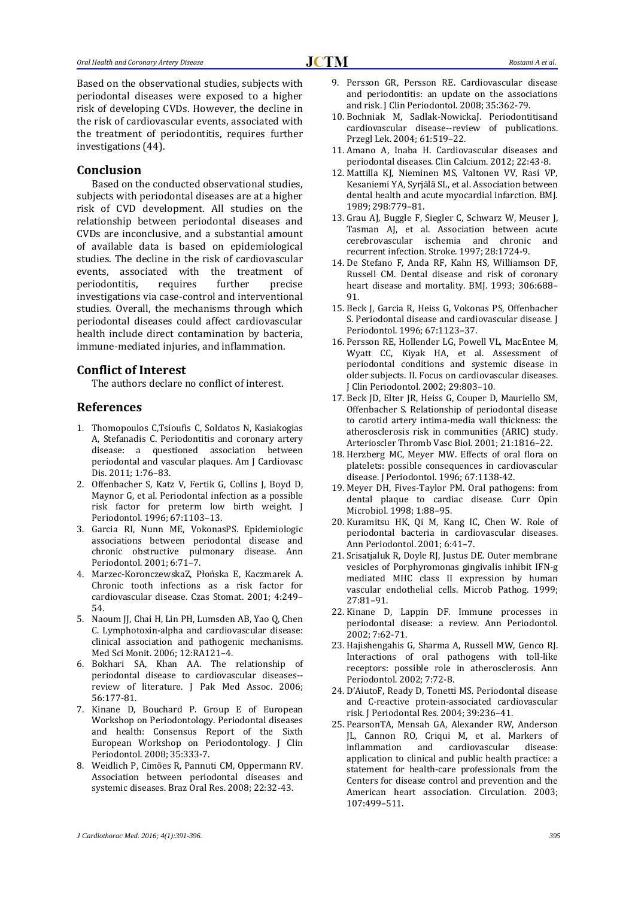Based on the observational studies, subjects with periodontal diseases were exposed to a higher risk of developing CVDs. However, the decline in the risk of cardiovascular events, associated with the treatment of periodontitis, requires further investigations (44).

## Conclusion

Based on the conducted observational studies, subjects with periodontal diseases are at a higher risk of CVD development. All studies on the relationship between periodontal diseases and CVDs are inconclusive, and a substantial amount of available data is based on epidemiological studies. The decline in the risk of cardiovascular events, associated with the treatment of periodontitis, requires further precise investigations via case-control and interventional studies. Overall, the mechanisms through which periodontal diseases could affect cardiovascular health include direct contamination by bacteria, immune-mediated injuries, and inflammation.

## Conflict of Interest

The authors declare no conflict of interest.

## References

1. Thomopoulos C,Tsioufis C, Soldatos N, Kasiakogias A, Stefanadis C. Periodontitis and coronary artery disease: a questioned association between periodontal and vascular plaques. Am J Cardiovasc Dis. 2011; 1:76–83.
2. Offenbacher S, Katz V, Fertik G, Collins J, Boyd D, Maynor G, et al. Periodontal infection as a possible risk factor for preterm low birth weight. J Periodontol. 1996; 67:1103–13.
3. Garcia RI, Nunn ME, VokonasPS. Epidemiologic associations between periodontal disease and chronic obstructive pulmonary disease. Ann Periodontol. 2001; 6:71–7.
4. Marzec-KoronczewskaZ, Płońska E, Kaczmarek A. Chronic tooth infections as a risk factor for cardiovascular disease. Czas Stomat. 2001; 4:249–54.
5. Naoum JJ, Chai H, Lin PH, Lumsden AB, Yao Q, Chen C. Lymphotoxin-alpha and cardiovascular disease: clinical association and pathogenic mechanisms. Med Sci Monit. 2006; 12:RA121–4.
6. Bokhari SA, Khan AA. The relationship of periodontal disease to cardiovascular diseases--review of literature. J Pak Med Assoc. 2006; 56:177-81.
7. Kinane D, Bouchard P. Group E of European Workshop on Periodontology. Periodontal diseases and health: Consensus Report of the Sixth European Workshop on Periodontology. J Clin Periodontol. 2008; 35:333-7.
8. Weidlich P, Cimões R, Pannuti CM, Oppermann RV. Association between periodontal diseases and systemic diseases. Braz Oral Res. 2008; 22:32-43.
9. Persson GR, Persson RE. Cardiovascular disease and periodontitis: an update on the associations and risk. J Clin Periodontol. 2008; 35:362-79.
10. Bochniak M, Sadlak-NowickaJ. Periodontitisand cardiovascular disease--review of publications. Przegl Lek. 2004; 61:519–22.
11. Amano A, Inaba H. Cardiovascular diseases and periodontal diseases. Clin Calcium. 2012; 22:43-8.
12. Mattilla KJ, Nieminen MS, Valtonen VV, Rasi VP, Kesaniemi YA, Syrjälä SL, et al. Association between dental health and acute myocardial infarction. BMJ. 1989; 298:779–81.
13. Grau AJ, Buggle F, Siegler C, Schwarz W, Meuser J, Tasman AJ, et al. Association between acute cerebrovascular ischemia and chronic and recurrent infection. Stroke. 1997; 28:1724-9.
14. De Stefano F, Anda RF, Kahn HS, Williamson DF, Russell CM. Dental disease and risk of coronary heart disease and mortality. BMJ. 1993; 306:688–91.
15. Beck J, Garcia R, Heiss G, Vokonas PS, Offenbacher S. Periodontal disease and cardiovascular disease. J Periodontol. 1996; 67:1123–37.
16. Persson RE, Hollender LG, Powell VL, MacEntee M, Wyatt CC, Kiyak HA, et al. Assessment of periodontal conditions and systemic disease in older subjects. II. Focus on cardiovascular diseases. J Clin Periodontol. 2002; 29:803–10.
17. Beck JD, Elter JR, Heiss G, Couper D, Mauriello SM, Offenbacher S. Relationship of periodontal disease to carotid artery intima-media wall thickness: the atherosclerosis risk in communities (ARIC) study. Arterioscler Thromb Vasc Biol. 2001; 21:1816–22.
18. Herzberg MC, Meyer MW. Effects of oral flora on platelets: possible consequences in cardiovascular disease. J Periodontol. 1996; 67:1138-42.
19. Meyer DH, Fives-Taylor PM. Oral pathogens: from dental plaque to cardiac disease. Curr Opin Microbiol. 1998; 1:88–95.
20. Kuramitsu HK, Qi M, Kang IC, Chen W. Role of periodontal bacteria in cardiovascular diseases. Ann Periodontol. 2001; 6:41–7.
21. Srisatjaluk R, Doyle RJ, Justus DE. Outer membrane vesicles of Porphyromonas gingivalis inhibit IFN-g mediated MHC class II expression by human vascular endothelial cells. Microb Pathog. 1999; 27:81–91.
22. Kinane D, Lappin DF. Immune processes in periodontal disease: a review. Ann Periodontol. 2002; 7:62-71.
23. Hajishengahis G, Sharma A, Russell MW, Genco RJ. Interactions of oral pathogens with toll-like receptors: possible role in atherosclerosis. Ann Periodontol. 2002; 7:72-8.
24. D'AiutoF, Ready D, Tonetti MS. Periodontal disease and C-reactive protein-associated cardiovascular risk. J Periodontal Res. 2004; 39:236–41.
25. PearsonTA, Mensah GA, Alexander RW, Anderson JL, Cannon RO, Criqui M, et al. Markers of inflammation and cardiovascular disease: application to clinical and public health practice: a statement for health-care professionals from the Centers for disease control and prevention and the American heart association. Circulation. 2003; 107:499–511.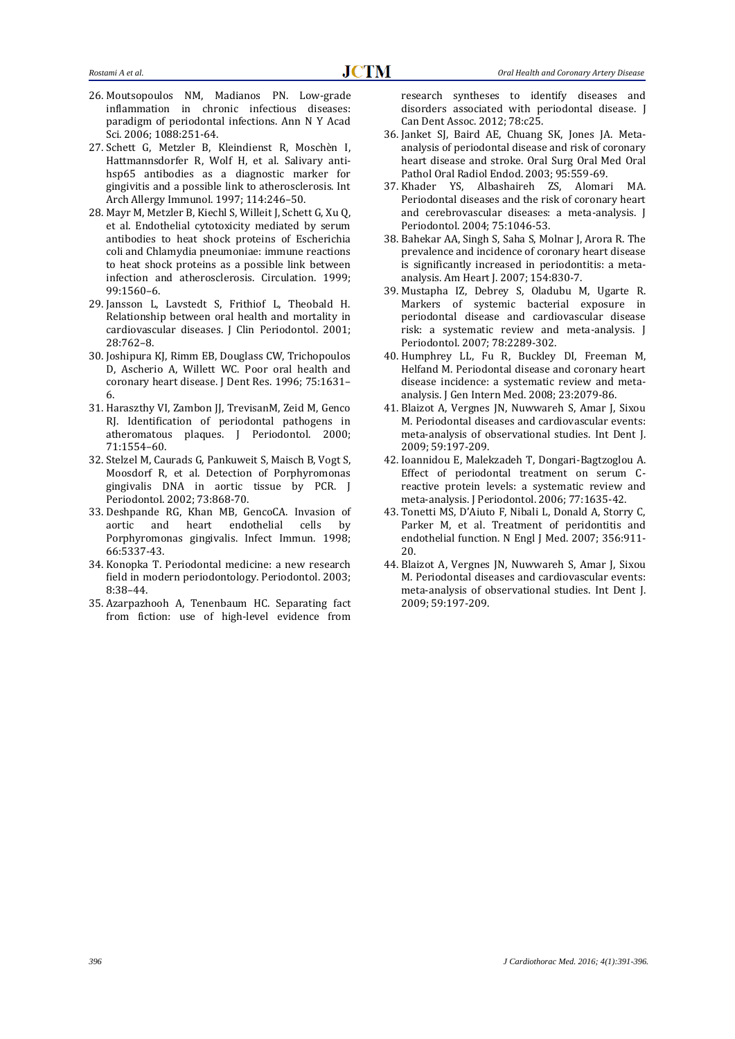26. Moutsopoulos NM, Madianos PN. Low-grade inflammation in chronic infectious diseases: paradigm of periodontal infections. Ann N Y Acad Sci. 2006; 1088:251-64.
27. Schett G, Metzler B, Kleindienst R, Moschèn I, Hattmannsdorfer R, Wolf H, et al. Salivary anti-hsp65 antibodies as a diagnostic marker for gingivitis and a possible link to atherosclerosis. Int Arch Allergy Immunol. 1997; 114:246–50.
28. Mayr M, Metzler B, Kiechl S, Willeit J, Schett G, Xu Q, et al. Endothelial cytotoxicity mediated by serum antibodies to heat shock proteins of Escherichia coli and Chlamydia pneumoniae: immune reactions to heat shock proteins as a possible link between infection and atherosclerosis. Circulation. 1999; 99:1560–6.
29. Jansson L, Lavstedt S, Frithiof L, Theobald H. Relationship between oral health and mortality in cardiovascular diseases. J Clin Periodontol. 2001; 28:762–8.
30. Joshipura KJ, Rimm EB, Douglass CW, Trichopoulos D, Ascherio A, Willett WC. Poor oral health and coronary heart disease. J Dent Res. 1996; 75:1631–6.
31. Haraszthy VI, Zambon JJ, TrevisanM, Zeid M, Genco RJ. Identification of periodontal pathogens in atheromatous plaques. J Periodontol. 2000; 71:1554–60.
32. Stelzel M, Caurads G, Pankuweit S, Maisch B, Vogt S, Moosdorf R, et al. Detection of Porphyromonas gingivalis DNA in aortic tissue by PCR. J Periodontol. 2002; 73:868-70.
33. Deshpande RG, Khan MB, GencoCA. Invasion of aortic and heart endothelial cells by Porphyromonas gingivalis. Infect Immun. 1998; 66:5337-43.
34. Konopka T. Periodontal medicine: a new research field in modern periodontology. Periodontol. 2003; 8:38–44.
35. Azarpazhooh A, Tenenbaum HC. Separating fact from fiction: use of high-level evidence from research syntheses to identify diseases and disorders associated with periodontal disease. J Can Dent Assoc. 2012; 78:c25.
36. Janket SJ, Baird AE, Chuang SK, Jones JA. Meta-analysis of periodontal disease and risk of coronary heart disease and stroke. Oral Surg Oral Med Oral Pathol Oral Radiol Endod. 2003; 95:559-69.
37. Khader YS, Albashaireh ZS, Alomari MA. Periodontal diseases and the risk of coronary heart and cerebrovascular diseases: a meta-analysis. J Periodontol. 2004; 75:1046-53.
38. Bahekar AA, Singh S, Saha S, Molnar J, Arora R. The prevalence and incidence of coronary heart disease is significantly increased in periodontitis: a meta-analysis. Am Heart J. 2007; 154:830-7.
39. Mustapha IZ, Debrey S, Oladubu M, Ugarte R. Markers of systemic bacterial exposure in periodontal disease and cardiovascular disease risk: a systematic review and meta-analysis. J Periodontol. 2007; 78:2289-302.
40. Humphrey LL, Fu R, Buckley DI, Freeman M, Helfand M. Periodontal disease and coronary heart disease incidence: a systematic review and meta-analysis. J Gen Intern Med. 2008; 23:2079-86.
41. Blaizot A, Vergnes JN, Nuwwareh S, Amar J, Sixou M. Periodontal diseases and cardiovascular events: meta-analysis of observational studies. Int Dent J. 2009; 59:197-209.
42. Ioannidou E, Malekzadeh T, Dongari-Bagtzoglou A. Effect of periodontal treatment on serum C-reactive protein levels: a systematic review and meta-analysis. J Periodontol. 2006; 77:1635-42.
43. Tonetti MS, D'Aiuto F, Nibali L, Donald A, Storry C, Parker M, et al. Treatment of peridontitis and endothelial function. N Engl J Med. 2007; 356:911-20.
44. Blaizot A, Vergnes JN, Nuwwareh S, Amar J, Sixou M. Periodontal diseases and cardiovascular events: meta-analysis of observational studies. Int Dent J. 2009; 59:197-209.